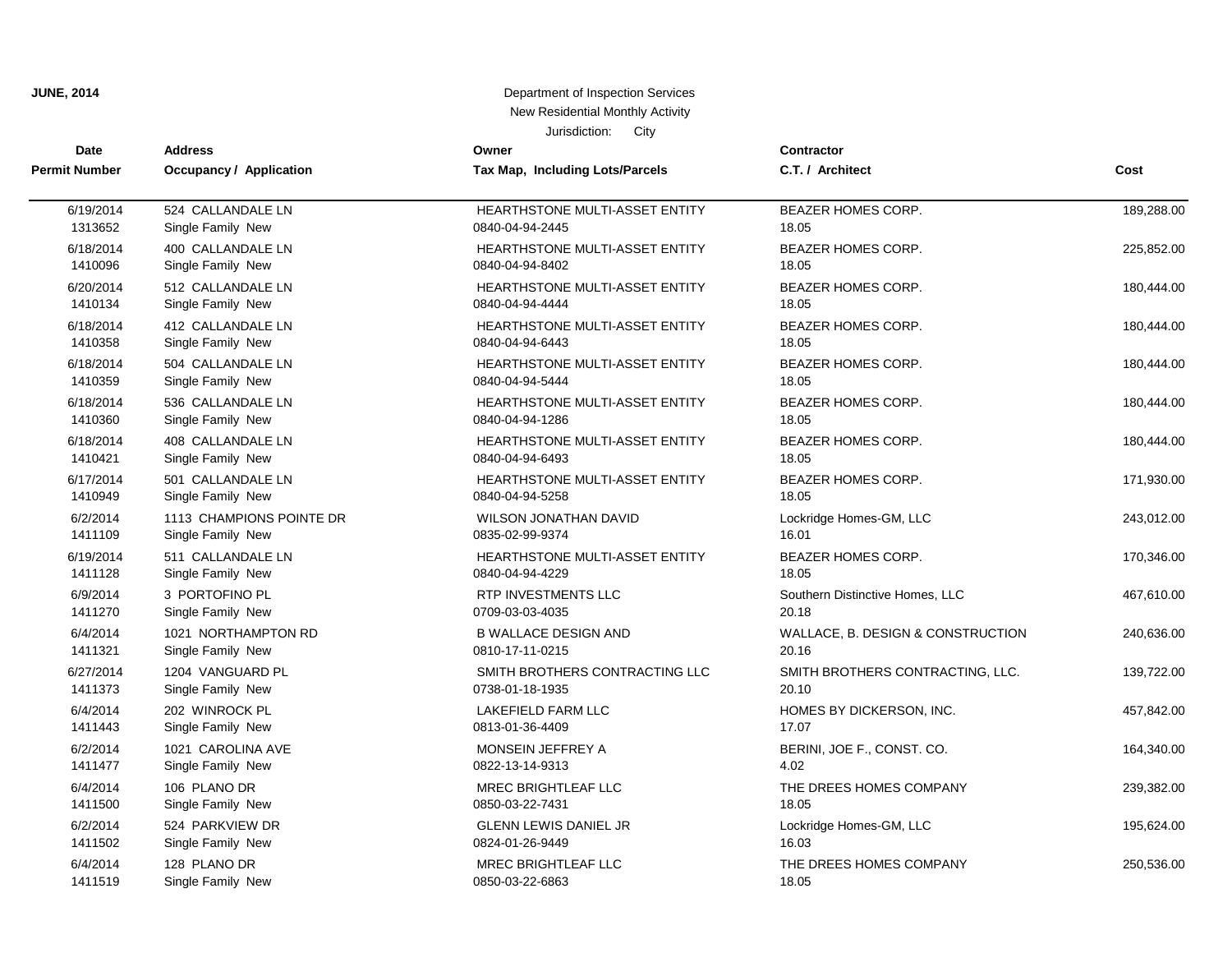**JUNE, 2014**

Department of Inspection Services
New Residential Monthly Activity
Jurisdiction: City

| Date / Permit Number | Address / Occupancy / Application | Owner / Tax Map, Including Lots/Parcels | Contractor / C.T. / Architect | Cost |
|---|---|---|---|---|
| 6/19/2014<br>1313652 | 524 CALLANDALE LN<br>Single Family New | HEARTHSTONE MULTI-ASSET ENTITY<br>0840-04-94-2445 | BEAZER HOMES CORP.<br>18.05 | 189,288.00 |
| 6/18/2014<br>1410096 | 400 CALLANDALE LN<br>Single Family New | HEARTHSTONE MULTI-ASSET ENTITY<br>0840-04-94-8402 | BEAZER HOMES CORP.<br>18.05 | 225,852.00 |
| 6/20/2014<br>1410134 | 512 CALLANDALE LN<br>Single Family New | HEARTHSTONE MULTI-ASSET ENTITY<br>0840-04-94-4444 | BEAZER HOMES CORP.<br>18.05 | 180,444.00 |
| 6/18/2014<br>1410358 | 412 CALLANDALE LN<br>Single Family New | HEARTHSTONE MULTI-ASSET ENTITY<br>0840-04-94-6443 | BEAZER HOMES CORP.<br>18.05 | 180,444.00 |
| 6/18/2014<br>1410359 | 504 CALLANDALE LN<br>Single Family New | HEARTHSTONE MULTI-ASSET ENTITY<br>0840-04-94-5444 | BEAZER HOMES CORP.<br>18.05 | 180,444.00 |
| 6/18/2014<br>1410360 | 536 CALLANDALE LN<br>Single Family New | HEARTHSTONE MULTI-ASSET ENTITY<br>0840-04-94-1286 | BEAZER HOMES CORP.<br>18.05 | 180,444.00 |
| 6/18/2014<br>1410421 | 408 CALLANDALE LN<br>Single Family New | HEARTHSTONE MULTI-ASSET ENTITY<br>0840-04-94-6493 | BEAZER HOMES CORP.<br>18.05 | 180,444.00 |
| 6/17/2014<br>1410949 | 501 CALLANDALE LN<br>Single Family New | HEARTHSTONE MULTI-ASSET ENTITY<br>0840-04-94-5258 | BEAZER HOMES CORP.<br>18.05 | 171,930.00 |
| 6/2/2014<br>1411109 | 1113 CHAMPIONS POINTE DR<br>Single Family New | WILSON JONATHAN DAVID<br>0835-02-99-9374 | Lockridge Homes-GM, LLC<br>16.01 | 243,012.00 |
| 6/19/2014<br>1411128 | 511 CALLANDALE LN<br>Single Family New | HEARTHSTONE MULTI-ASSET ENTITY<br>0840-04-94-4229 | BEAZER HOMES CORP.<br>18.05 | 170,346.00 |
| 6/9/2014<br>1411270 | 3 PORTOFINO PL<br>Single Family New | RTP INVESTMENTS LLC<br>0709-03-03-4035 | Southern Distinctive Homes, LLC<br>20.18 | 467,610.00 |
| 6/4/2014<br>1411321 | 1021 NORTHAMPTON RD<br>Single Family New | B WALLACE DESIGN AND<br>0810-17-11-0215 | WALLACE, B. DESIGN & CONSTRUCTION<br>20.16 | 240,636.00 |
| 6/27/2014<br>1411373 | 1204 VANGUARD PL<br>Single Family New | SMITH BROTHERS CONTRACTING LLC<br>0738-01-18-1935 | SMITH BROTHERS CONTRACTING, LLC.<br>20.10 | 139,722.00 |
| 6/4/2014<br>1411443 | 202 WINROCK PL<br>Single Family New | LAKEFIELD FARM LLC<br>0813-01-36-4409 | HOMES BY DICKERSON, INC.<br>17.07 | 457,842.00 |
| 6/2/2014<br>1411477 | 1021 CAROLINA AVE<br>Single Family New | MONSEIN JEFFREY A<br>0822-13-14-9313 | BERINI, JOE F., CONST. CO.<br>4.02 | 164,340.00 |
| 6/4/2014<br>1411500 | 106 PLANO DR<br>Single Family New | MREC BRIGHTLEAF LLC<br>0850-03-22-7431 | THE DREES HOMES COMPANY<br>18.05 | 239,382.00 |
| 6/2/2014<br>1411502 | 524 PARKVIEW DR<br>Single Family New | GLENN LEWIS DANIEL JR<br>0824-01-26-9449 | Lockridge Homes-GM, LLC<br>16.03 | 195,624.00 |
| 6/4/2014<br>1411519 | 128 PLANO DR<br>Single Family New | MREC BRIGHTLEAF LLC<br>0850-03-22-6863 | THE DREES HOMES COMPANY<br>18.05 | 250,536.00 |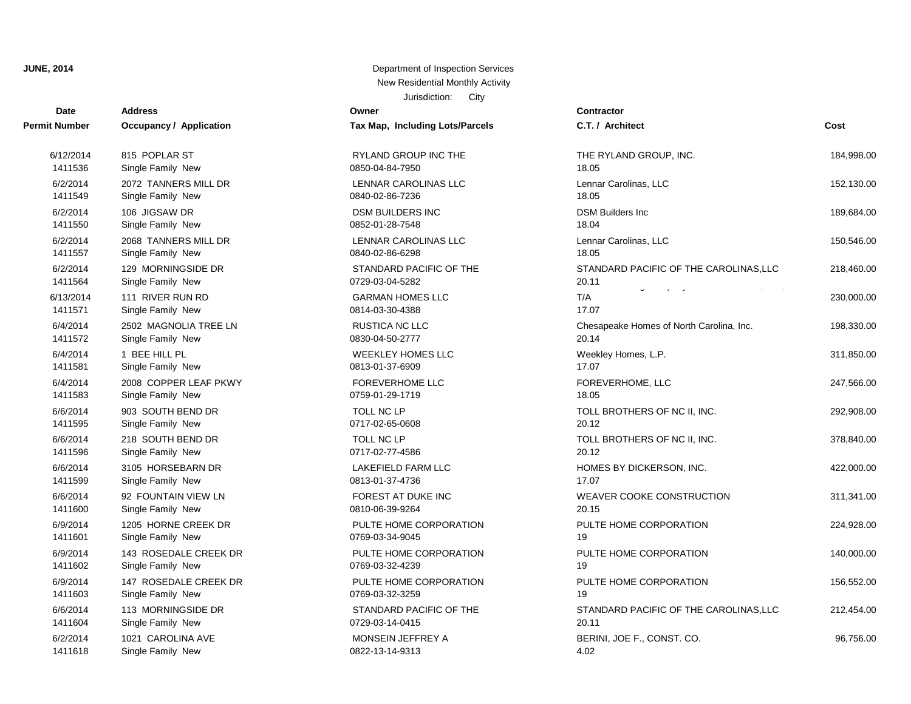**JUNE, 2014**

Department of Inspection Services
New Residential Monthly Activity
Jurisdiction: City

| Date / Permit Number | Address / Occupancy / Application | Owner / Tax Map, Including Lots/Parcels | Contractor / C.T. / Architect | Cost |
|---|---|---|---|---|
| 6/12/2014<br>1411536 | 815 POPLAR ST<br>Single Family New | RYLAND GROUP INC THE<br>0850-04-84-7950 | THE RYLAND GROUP, INC.<br>18.05 | 184,998.00 |
| 6/2/2014<br>1411549 | 2072 TANNERS MILL DR<br>Single Family New | LENNAR CAROLINAS LLC<br>0840-02-86-7236 | Lennar Carolinas, LLC<br>18.05 | 152,130.00 |
| 6/2/2014<br>1411550 | 106 JIGSAW DR<br>Single Family New | DSM BUILDERS INC<br>0852-01-28-7548 | DSM Builders Inc<br>18.04 | 189,684.00 |
| 6/2/2014<br>1411557 | 2068 TANNERS MILL DR<br>Single Family New | LENNAR CAROLINAS LLC<br>0840-02-86-6298 | Lennar Carolinas, LLC<br>18.05 | 150,546.00 |
| 6/2/2014<br>1411564 | 129 MORNINGSIDE DR<br>Single Family New | STANDARD PACIFIC OF THE<br>0729-03-04-5282 | STANDARD PACIFIC OF THE CAROLINAS,LLC<br>20.11 | 218,460.00 |
| 6/13/2014<br>1411571 | 111 RIVER RUN RD<br>Single Family New | GARMAN HOMES LLC<br>0814-03-30-4388 | T/A<br>17.07 | 230,000.00 |
| 6/4/2014<br>1411572 | 2502 MAGNOLIA TREE LN<br>Single Family New | RUSTICA NC LLC<br>0830-04-50-2777 | Chesapeake Homes of North Carolina, Inc.<br>20.14 | 198,330.00 |
| 6/4/2014<br>1411581 | 1 BEE HILL PL<br>Single Family New | WEEKLEY HOMES LLC<br>0813-01-37-6909 | Weekley Homes, L.P.<br>17.07 | 311,850.00 |
| 6/4/2014<br>1411583 | 2008 COPPER LEAF PKWY<br>Single Family New | FOREVERHOME LLC<br>0759-01-29-1719 | FOREVERHOME, LLC<br>18.05 | 247,566.00 |
| 6/6/2014<br>1411595 | 903 SOUTH BEND DR<br>Single Family New | TOLL NC LP<br>0717-02-65-0608 | TOLL BROTHERS OF NC II, INC.<br>20.12 | 292,908.00 |
| 6/6/2014<br>1411596 | 218 SOUTH BEND DR<br>Single Family New | TOLL NC LP<br>0717-02-77-4586 | TOLL BROTHERS OF NC II, INC.<br>20.12 | 378,840.00 |
| 6/6/2014<br>1411599 | 3105 HORSEBARN DR<br>Single Family New | LAKEFIELD FARM LLC<br>0813-01-37-4736 | HOMES BY DICKERSON, INC.<br>17.07 | 422,000.00 |
| 6/6/2014<br>1411600 | 92 FOUNTAIN VIEW LN<br>Single Family New | FOREST AT DUKE INC<br>0810-06-39-9264 | WEAVER COOKE CONSTRUCTION<br>20.15 | 311,341.00 |
| 6/9/2014<br>1411601 | 1205 HORNE CREEK DR<br>Single Family New | PULTE HOME CORPORATION<br>0769-03-34-9045 | PULTE HOME CORPORATION<br>19 | 224,928.00 |
| 6/9/2014<br>1411602 | 143 ROSEDALE CREEK DR<br>Single Family New | PULTE HOME CORPORATION<br>0769-03-32-4239 | PULTE HOME CORPORATION<br>19 | 140,000.00 |
| 6/9/2014<br>1411603 | 147 ROSEDALE CREEK DR<br>Single Family New | PULTE HOME CORPORATION<br>0769-03-32-3259 | PULTE HOME CORPORATION<br>19 | 156,552.00 |
| 6/6/2014<br>1411604 | 113 MORNINGSIDE DR<br>Single Family New | STANDARD PACIFIC OF THE<br>0729-03-14-0415 | STANDARD PACIFIC OF THE CAROLINAS,LLC<br>20.11 | 212,454.00 |
| 6/2/2014<br>1411618 | 1021 CAROLINA AVE<br>Single Family New | MONSEIN JEFFREY A<br>0822-13-14-9313 | BERINI, JOE F., CONST. CO.<br>4.02 | 96,756.00 |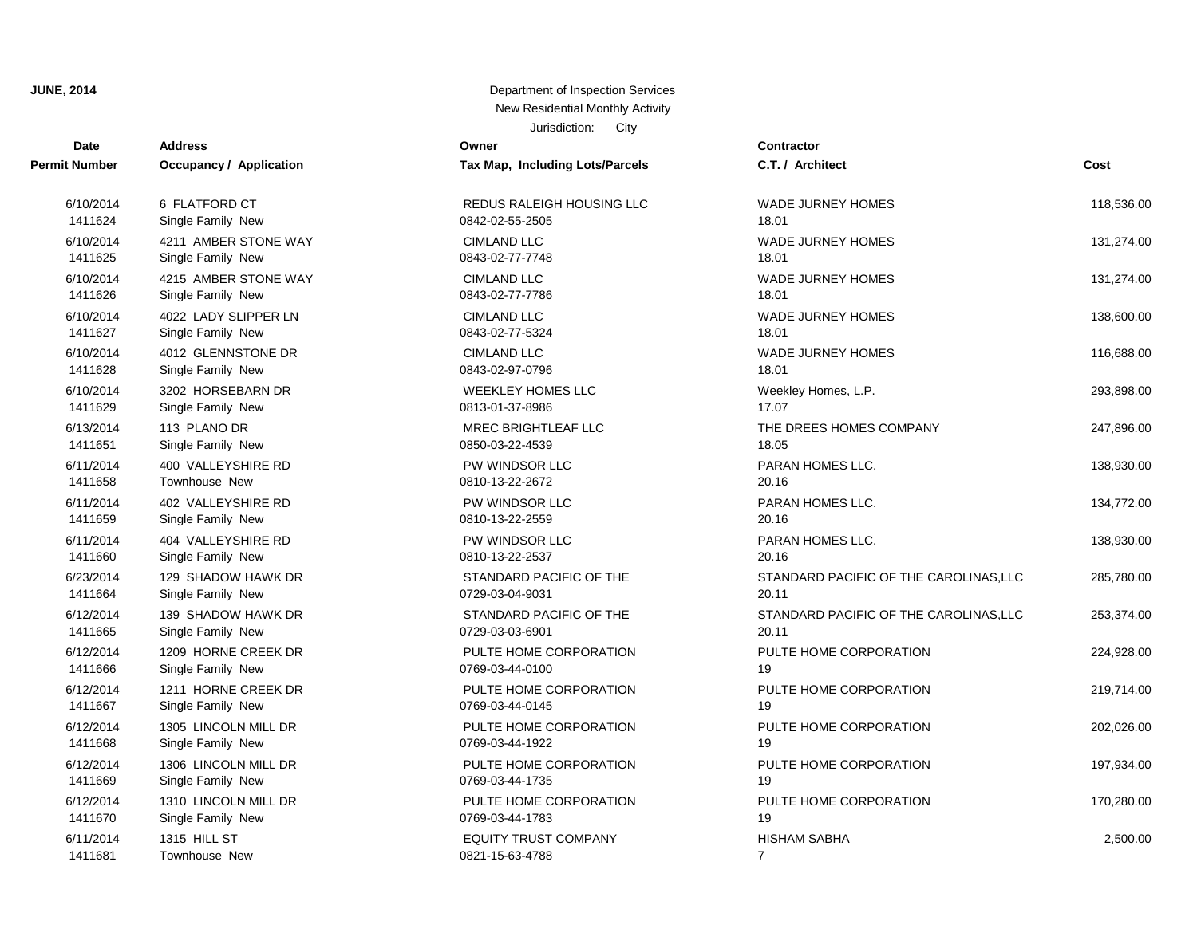**JUNE, 2014**

Department of Inspection Services
New Residential Monthly Activity
Jurisdiction: City

| Date / Permit Number | Address / Occupancy / Application | Owner / Tax Map, Including Lots/Parcels | Contractor / C.T. / Architect | Cost |
|---|---|---|---|---|
| 6/10/2014<br>1411624 | 6 FLATFORD CT<br>Single Family New | REDUS RALEIGH HOUSING LLC<br>0842-02-55-2505 | WADE JURNEY HOMES<br>18.01 | 118,536.00 |
| 6/10/2014<br>1411625 | 4211 AMBER STONE WAY<br>Single Family New | CIMLAND LLC<br>0843-02-77-7748 | WADE JURNEY HOMES<br>18.01 | 131,274.00 |
| 6/10/2014<br>1411626 | 4215 AMBER STONE WAY<br>Single Family New | CIMLAND LLC<br>0843-02-77-7786 | WADE JURNEY HOMES<br>18.01 | 131,274.00 |
| 6/10/2014<br>1411627 | 4022 LADY SLIPPER LN<br>Single Family New | CIMLAND LLC<br>0843-02-77-5324 | WADE JURNEY HOMES<br>18.01 | 138,600.00 |
| 6/10/2014<br>1411628 | 4012 GLENNSTONE DR<br>Single Family New | CIMLAND LLC<br>0843-02-97-0796 | WADE JURNEY HOMES<br>18.01 | 116,688.00 |
| 6/10/2014<br>1411629 | 3202 HORSEBARN DR<br>Single Family New | WEEKLEY HOMES LLC<br>0813-01-37-8986 | Weekley Homes, L.P.<br>17.07 | 293,898.00 |
| 6/13/2014<br>1411651 | 113 PLANO DR<br>Single Family New | MREC BRIGHTLEAF LLC<br>0850-03-22-4539 | THE DREES HOMES COMPANY<br>18.05 | 247,896.00 |
| 6/11/2014<br>1411658 | 400 VALLEYSHIRE RD<br>Townhouse New | PW WINDSOR LLC<br>0810-13-22-2672 | PARAN HOMES LLC.<br>20.16 | 138,930.00 |
| 6/11/2014<br>1411659 | 402 VALLEYSHIRE RD<br>Single Family New | PW WINDSOR LLC<br>0810-13-22-2559 | PARAN HOMES LLC.<br>20.16 | 134,772.00 |
| 6/11/2014<br>1411660 | 404 VALLEYSHIRE RD<br>Single Family New | PW WINDSOR LLC<br>0810-13-22-2537 | PARAN HOMES LLC.<br>20.16 | 138,930.00 |
| 6/23/2014<br>1411664 | 129 SHADOW HAWK DR<br>Single Family New | STANDARD PACIFIC OF THE<br>0729-03-04-9031 | STANDARD PACIFIC OF THE CAROLINAS,LLC<br>20.11 | 285,780.00 |
| 6/12/2014<br>1411665 | 139 SHADOW HAWK DR<br>Single Family New | STANDARD PACIFIC OF THE<br>0729-03-03-6901 | STANDARD PACIFIC OF THE CAROLINAS,LLC<br>20.11 | 253,374.00 |
| 6/12/2014<br>1411666 | 1209 HORNE CREEK DR<br>Single Family New | PULTE HOME CORPORATION<br>0769-03-44-0100 | PULTE HOME CORPORATION<br>19 | 224,928.00 |
| 6/12/2014<br>1411667 | 1211 HORNE CREEK DR<br>Single Family New | PULTE HOME CORPORATION<br>0769-03-44-0145 | PULTE HOME CORPORATION<br>19 | 219,714.00 |
| 6/12/2014<br>1411668 | 1305 LINCOLN MILL DR<br>Single Family New | PULTE HOME CORPORATION<br>0769-03-44-1922 | PULTE HOME CORPORATION<br>19 | 202,026.00 |
| 6/12/2014<br>1411669 | 1306 LINCOLN MILL DR<br>Single Family New | PULTE HOME CORPORATION<br>0769-03-44-1735 | PULTE HOME CORPORATION<br>19 | 197,934.00 |
| 6/12/2014<br>1411670 | 1310 LINCOLN MILL DR<br>Single Family New | PULTE HOME CORPORATION<br>0769-03-44-1783 | PULTE HOME CORPORATION<br>19 | 170,280.00 |
| 6/11/2014<br>1411681 | 1315 HILL ST<br>Townhouse New | EQUITY TRUST COMPANY<br>0821-15-63-4788 | HISHAM SABHA<br>7 | 2,500.00 |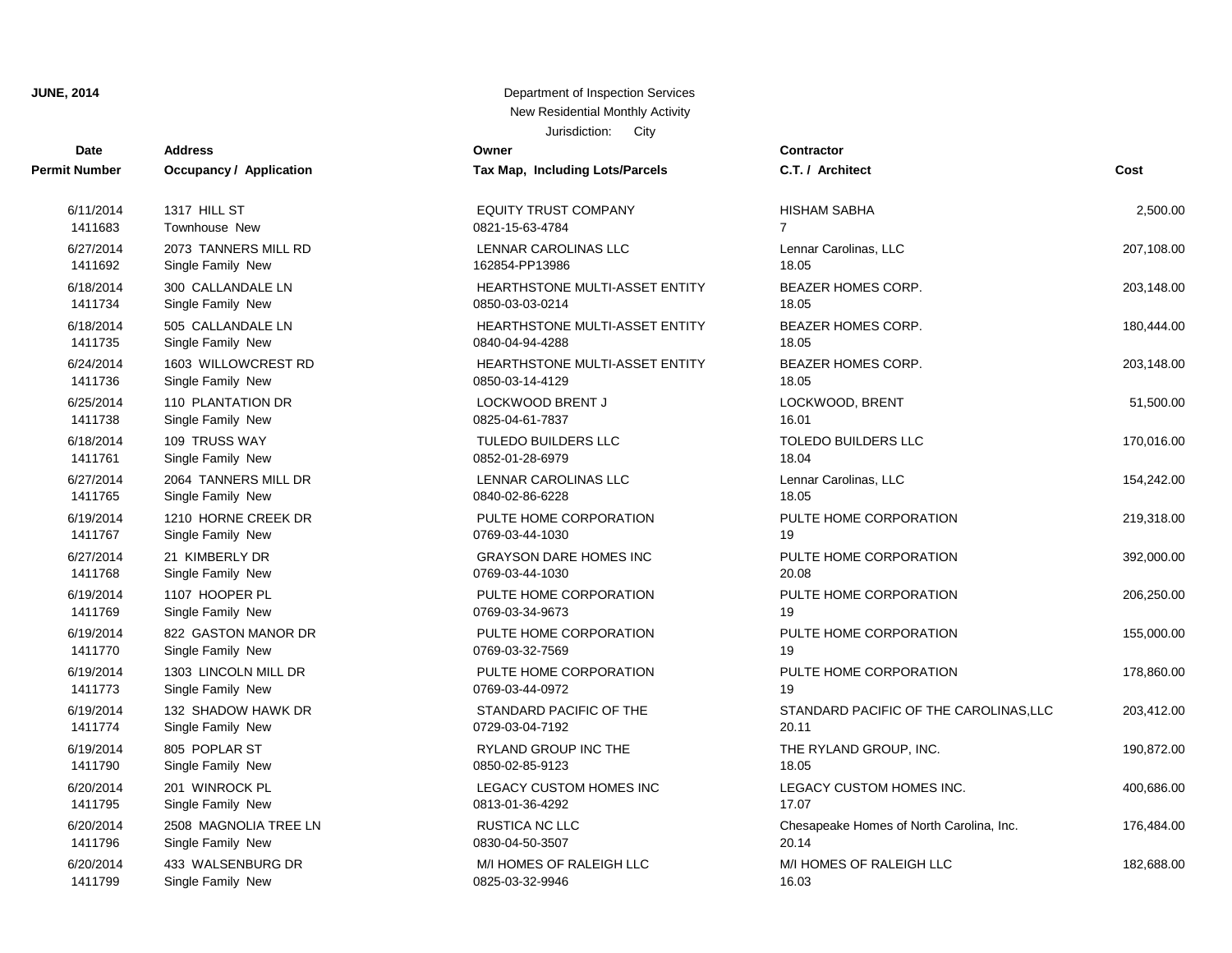**JUNE, 2014**

Department of Inspection Services
New Residential Monthly Activity
Jurisdiction: City

| Date / Permit Number | Address / Occupancy / Application | Owner / Tax Map, Including Lots/Parcels | Contractor / C.T. / Architect | Cost |
|---|---|---|---|---|
| 6/11/2014<br>1411683 | 1317 HILL ST<br>Townhouse New | EQUITY TRUST COMPANY<br>0821-15-63-4784 | HISHAM SABHA<br>7 | 2,500.00 |
| 6/27/2014<br>1411692 | 2073 TANNERS MILL RD<br>Single Family New | LENNAR CAROLINAS LLC<br>162854-PP13986 | Lennar Carolinas, LLC<br>18.05 | 207,108.00 |
| 6/18/2014<br>1411734 | 300 CALLANDALE LN<br>Single Family New | HEARTHSTONE MULTI-ASSET ENTITY<br>0850-03-03-0214 | BEAZER HOMES CORP.<br>18.05 | 203,148.00 |
| 6/18/2014<br>1411735 | 505 CALLANDALE LN<br>Single Family New | HEARTHSTONE MULTI-ASSET ENTITY<br>0840-04-94-4288 | BEAZER HOMES CORP.<br>18.05 | 180,444.00 |
| 6/24/2014<br>1411736 | 1603 WILLOWCREST RD<br>Single Family New | HEARTHSTONE MULTI-ASSET ENTITY<br>0850-03-14-4129 | BEAZER HOMES CORP.<br>18.05 | 203,148.00 |
| 6/25/2014<br>1411738 | 110 PLANTATION DR<br>Single Family New | LOCKWOOD BRENT J<br>0825-04-61-7837 | LOCKWOOD, BRENT<br>16.01 | 51,500.00 |
| 6/18/2014<br>1411761 | 109 TRUSS WAY<br>Single Family New | TULEDO BUILDERS LLC<br>0852-01-28-6979 | TOLEDO BUILDERS LLC<br>18.04 | 170,016.00 |
| 6/27/2014<br>1411765 | 2064 TANNERS MILL DR<br>Single Family New | LENNAR CAROLINAS LLC<br>0840-02-86-6228 | Lennar Carolinas, LLC<br>18.05 | 154,242.00 |
| 6/19/2014<br>1411767 | 1210 HORNE CREEK DR<br>Single Family New | PULTE HOME CORPORATION<br>0769-03-44-1030 | PULTE HOME CORPORATION<br>19 | 219,318.00 |
| 6/27/2014<br>1411768 | 21 KIMBERLY DR<br>Single Family New | GRAYSON DARE HOMES INC<br>0769-03-44-1030 | PULTE HOME CORPORATION<br>20.08 | 392,000.00 |
| 6/19/2014<br>1411769 | 1107 HOOPER PL<br>Single Family New | PULTE HOME CORPORATION<br>0769-03-34-9673 | PULTE HOME CORPORATION<br>19 | 206,250.00 |
| 6/19/2014<br>1411770 | 822 GASTON MANOR DR<br>Single Family New | PULTE HOME CORPORATION<br>0769-03-32-7569 | PULTE HOME CORPORATION<br>19 | 155,000.00 |
| 6/19/2014<br>1411773 | 1303 LINCOLN MILL DR<br>Single Family New | PULTE HOME CORPORATION<br>0769-03-44-0972 | PULTE HOME CORPORATION<br>19 | 178,860.00 |
| 6/19/2014<br>1411774 | 132 SHADOW HAWK DR<br>Single Family New | STANDARD PACIFIC OF THE<br>0729-03-04-7192 | STANDARD PACIFIC OF THE CAROLINAS,LLC<br>20.11 | 203,412.00 |
| 6/19/2014<br>1411790 | 805 POPLAR ST<br>Single Family New | RYLAND GROUP INC THE<br>0850-02-85-9123 | THE RYLAND GROUP, INC.<br>18.05 | 190,872.00 |
| 6/20/2014<br>1411795 | 201 WINROCK PL<br>Single Family New | LEGACY CUSTOM HOMES INC<br>0813-01-36-4292 | LEGACY CUSTOM HOMES INC.<br>17.07 | 400,686.00 |
| 6/20/2014<br>1411796 | 2508 MAGNOLIA TREE LN<br>Single Family New | RUSTICA NC LLC<br>0830-04-50-3507 | Chesapeake Homes of North Carolina, Inc.<br>20.14 | 176,484.00 |
| 6/20/2014<br>1411799 | 433 WALSENBURG DR<br>Single Family New | M/I HOMES OF RALEIGH LLC<br>0825-03-32-9946 | M/I HOMES OF RALEIGH LLC<br>16.03 | 182,688.00 |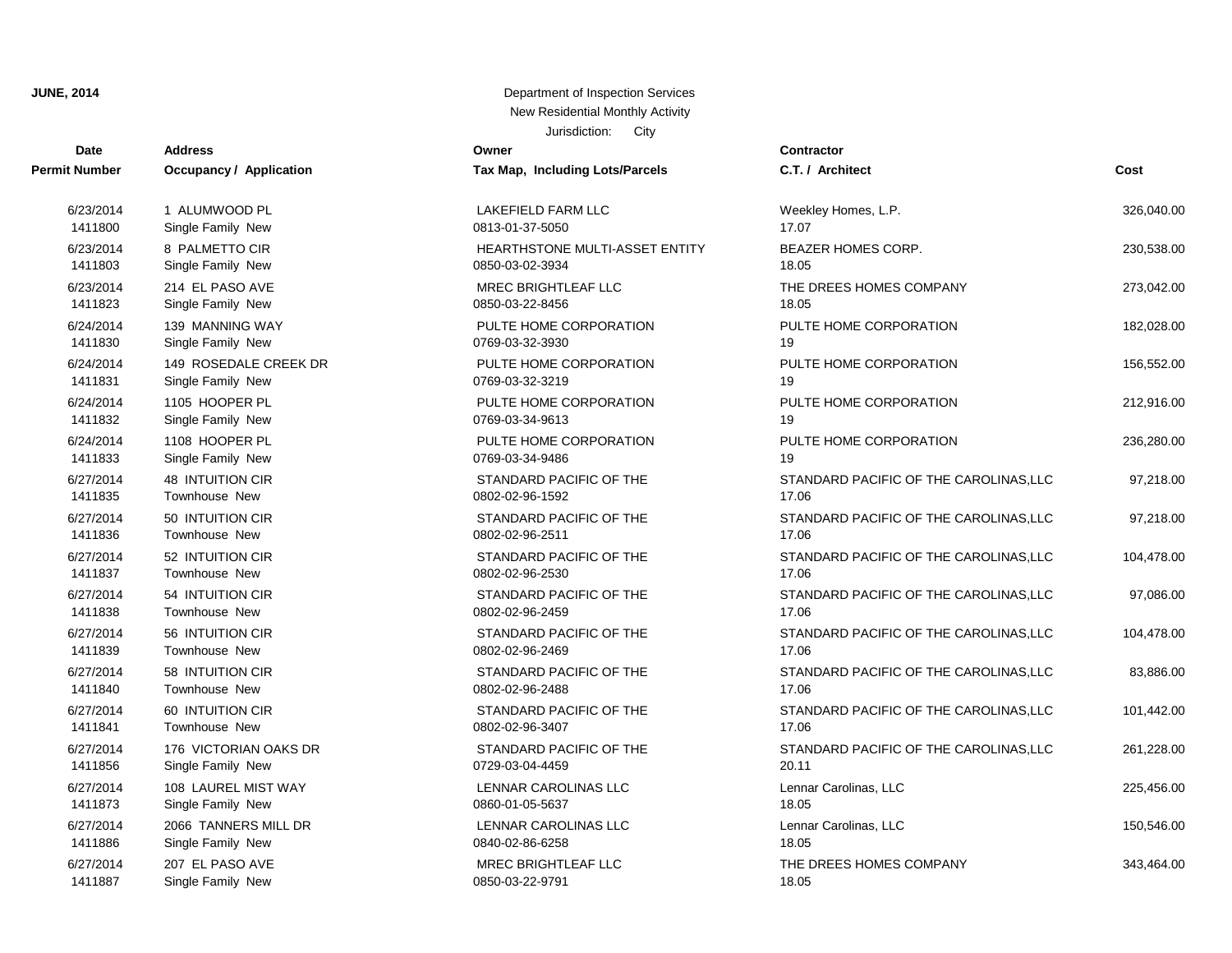**JUNE, 2014**

Department of Inspection Services
New Residential Monthly Activity
Jurisdiction: City

| Date / Permit Number | Address / Occupancy / Application | Owner / Tax Map, Including Lots/Parcels | Contractor / C.T. / Architect | Cost |
|---|---|---|---|---|
| 6/23/2014<br>1411800 | 1 ALUMWOOD PL<br>Single Family New | LAKEFIELD FARM LLC<br>0813-01-37-5050 | Weekley Homes, L.P.<br>17.07 | 326,040.00 |
| 6/23/2014<br>1411803 | 8 PALMETTO CIR<br>Single Family New | HEARTHSTONE MULTI-ASSET ENTITY<br>0850-03-02-3934 | BEAZER HOMES CORP.<br>18.05 | 230,538.00 |
| 6/23/2014<br>1411823 | 214 EL PASO AVE<br>Single Family New | MREC BRIGHTLEAF LLC<br>0850-03-22-8456 | THE DREES HOMES COMPANY<br>18.05 | 273,042.00 |
| 6/24/2014<br>1411830 | 139 MANNING WAY<br>Single Family New | PULTE HOME CORPORATION<br>0769-03-32-3930 | PULTE HOME CORPORATION<br>19 | 182,028.00 |
| 6/24/2014<br>1411831 | 149 ROSEDALE CREEK DR<br>Single Family New | PULTE HOME CORPORATION<br>0769-03-32-3219 | PULTE HOME CORPORATION<br>19 | 156,552.00 |
| 6/24/2014<br>1411832 | 1105 HOOPER PL<br>Single Family New | PULTE HOME CORPORATION<br>0769-03-34-9613 | PULTE HOME CORPORATION<br>19 | 212,916.00 |
| 6/24/2014<br>1411833 | 1108 HOOPER PL<br>Single Family New | PULTE HOME CORPORATION<br>0769-03-34-9486 | PULTE HOME CORPORATION<br>19 | 236,280.00 |
| 6/27/2014<br>1411835 | 48 INTUITION CIR<br>Townhouse New | STANDARD PACIFIC OF THE<br>0802-02-96-1592 | STANDARD PACIFIC OF THE CAROLINAS,LLC<br>17.06 | 97,218.00 |
| 6/27/2014<br>1411836 | 50 INTUITION CIR<br>Townhouse New | STANDARD PACIFIC OF THE<br>0802-02-96-2511 | STANDARD PACIFIC OF THE CAROLINAS,LLC<br>17.06 | 97,218.00 |
| 6/27/2014<br>1411837 | 52 INTUITION CIR<br>Townhouse New | STANDARD PACIFIC OF THE<br>0802-02-96-2530 | STANDARD PACIFIC OF THE CAROLINAS,LLC<br>17.06 | 104,478.00 |
| 6/27/2014<br>1411838 | 54 INTUITION CIR<br>Townhouse New | STANDARD PACIFIC OF THE<br>0802-02-96-2459 | STANDARD PACIFIC OF THE CAROLINAS,LLC<br>17.06 | 97,086.00 |
| 6/27/2014<br>1411839 | 56 INTUITION CIR<br>Townhouse New | STANDARD PACIFIC OF THE<br>0802-02-96-2469 | STANDARD PACIFIC OF THE CAROLINAS,LLC<br>17.06 | 104,478.00 |
| 6/27/2014<br>1411840 | 58 INTUITION CIR<br>Townhouse New | STANDARD PACIFIC OF THE<br>0802-02-96-2488 | STANDARD PACIFIC OF THE CAROLINAS,LLC<br>17.06 | 83,886.00 |
| 6/27/2014<br>1411841 | 60 INTUITION CIR<br>Townhouse New | STANDARD PACIFIC OF THE<br>0802-02-96-3407 | STANDARD PACIFIC OF THE CAROLINAS,LLC<br>17.06 | 101,442.00 |
| 6/27/2014<br>1411856 | 176 VICTORIAN OAKS DR<br>Single Family New | STANDARD PACIFIC OF THE<br>0729-03-04-4459 | STANDARD PACIFIC OF THE CAROLINAS,LLC<br>20.11 | 261,228.00 |
| 6/27/2014<br>1411873 | 108 LAUREL MIST WAY<br>Single Family New | LENNAR CAROLINAS LLC<br>0860-01-05-5637 | Lennar Carolinas, LLC<br>18.05 | 225,456.00 |
| 6/27/2014<br>1411886 | 2066 TANNERS MILL DR<br>Single Family New | LENNAR CAROLINAS LLC<br>0840-02-86-6258 | Lennar Carolinas, LLC<br>18.05 | 150,546.00 |
| 6/27/2014<br>1411887 | 207 EL PASO AVE<br>Single Family New | MREC BRIGHTLEAF LLC<br>0850-03-22-9791 | THE DREES HOMES COMPANY<br>18.05 | 343,464.00 |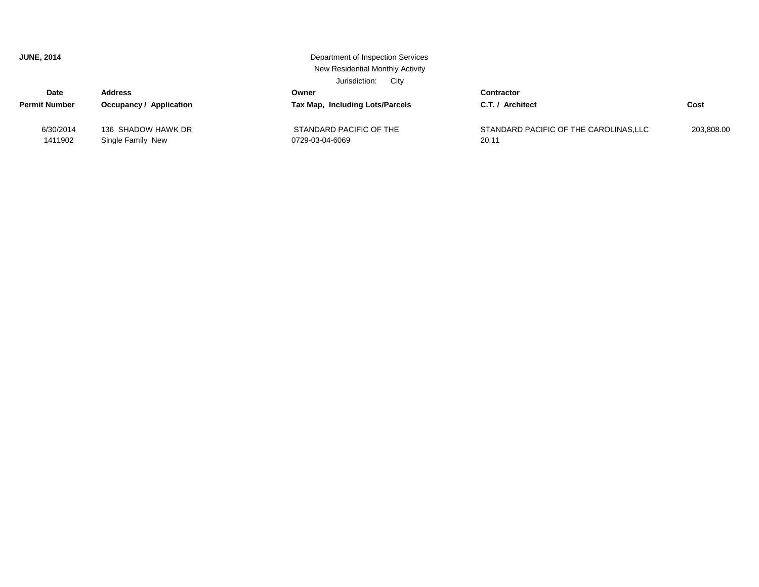**JUNE, 2014**

Department of Inspection Services
New Residential Monthly Activity
Jurisdiction: City

| Date<br>Permit Number | Address<br>Occupancy / Application | Owner<br>Tax Map, Including Lots/Parcels | Contractor<br>C.T. / Architect | Cost |
|---|---|---|---|---|
| 6/30/2014<br>1411902 | 136 SHADOW HAWK DR<br>Single Family New | STANDARD PACIFIC OF THE<br>0729-03-04-6069 | STANDARD PACIFIC OF THE CAROLINAS,LLC<br>20.11 | 203,808.00 |